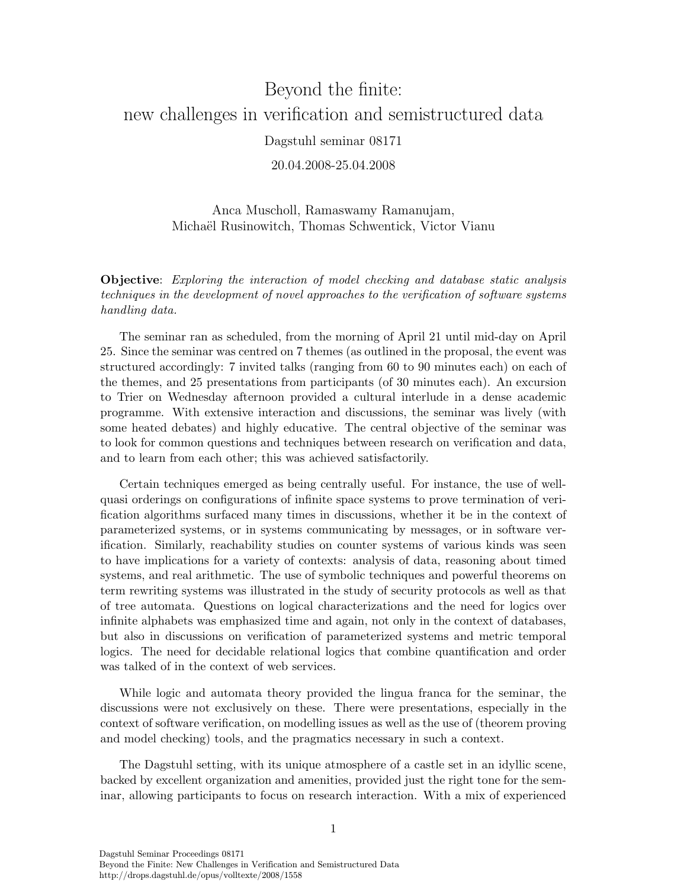# Beyond the finite: new challenges in verification and semistructured data

Dagstuhl seminar 08171

20.04.2008-25.04.2008

Anca Muscholl, Ramaswamy Ramanujam,
Michaël Rusinowitch, Thomas Schwentick, Victor Vianu

**Objective**: *Exploring the interaction of model checking and database static analysis techniques in the development of novel approaches to the verification of software systems handling data.*

The seminar ran as scheduled, from the morning of April 21 until mid-day on April 25. Since the seminar was centred on 7 themes (as outlined in the proposal, the event was structured accordingly: 7 invited talks (ranging from 60 to 90 minutes each) on each of the themes, and 25 presentations from participants (of 30 minutes each). An excursion to Trier on Wednesday afternoon provided a cultural interlude in a dense academic programme. With extensive interaction and discussions, the seminar was lively (with some heated debates) and highly educative. The central objective of the seminar was to look for common questions and techniques between research on verification and data, and to learn from each other; this was achieved satisfactorily.

Certain techniques emerged as being centrally useful. For instance, the use of well-quasi orderings on configurations of infinite space systems to prove termination of verification algorithms surfaced many times in discussions, whether it be in the context of parameterized systems, or in systems communicating by messages, or in software verification. Similarly, reachability studies on counter systems of various kinds was seen to have implications for a variety of contexts: analysis of data, reasoning about timed systems, and real arithmetic. The use of symbolic techniques and powerful theorems on term rewriting systems was illustrated in the study of security protocols as well as that of tree automata. Questions on logical characterizations and the need for logics over infinite alphabets was emphasized time and again, not only in the context of databases, but also in discussions on verification of parameterized systems and metric temporal logics. The need for decidable relational logics that combine quantification and order was talked of in the context of web services.

While logic and automata theory provided the lingua franca for the seminar, the discussions were not exclusively on these. There were presentations, especially in the context of software verification, on modelling issues as well as the use of (theorem proving and model checking) tools, and the pragmatics necessary in such a context.

The Dagstuhl setting, with its unique atmosphere of a castle set in an idyllic scene, backed by excellent organization and amenities, provided just the right tone for the seminar, allowing participants to focus on research interaction. With a mix of experienced

Dagstuhl Seminar Proceedings 08171
Beyond the Finite: New Challenges in Verification and Semistructured Data
http://drops.dagstuhl.de/opus/volltexte/2008/1558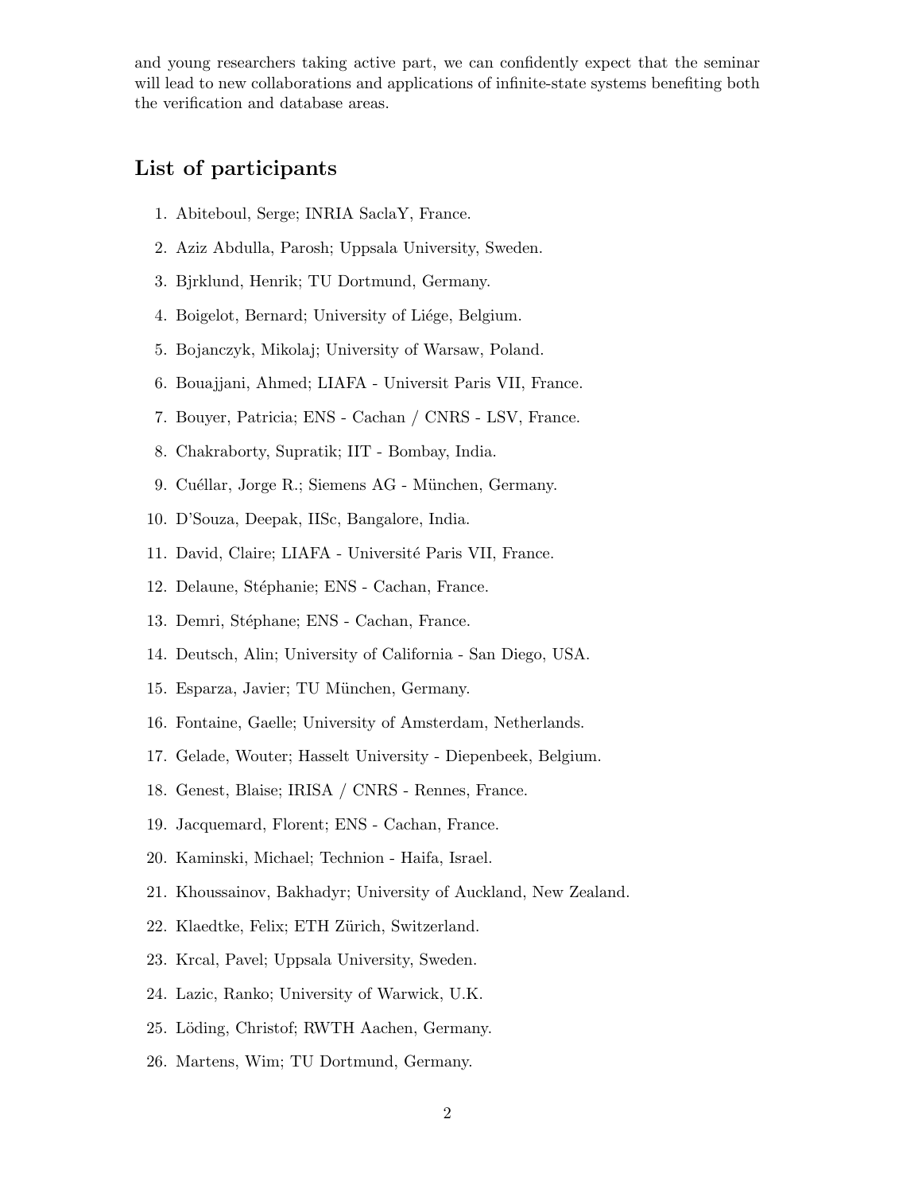and young researchers taking active part, we can confidently expect that the seminar will lead to new collaborations and applications of infinite-state systems benefiting both the verification and database areas.

## List of participants

1. Abiteboul, Serge; INRIA SaclaY, France.
2. Aziz Abdulla, Parosh; Uppsala University, Sweden.
3. Bjrklund, Henrik; TU Dortmund, Germany.
4. Boigelot, Bernard; University of Liége, Belgium.
5. Bojanczyk, Mikolaj; University of Warsaw, Poland.
6. Bouajjani, Ahmed; LIAFA - Universit Paris VII, France.
7. Bouyer, Patricia; ENS - Cachan / CNRS - LSV, France.
8. Chakraborty, Supratik; IIT - Bombay, India.
9. Cuéllar, Jorge R.; Siemens AG - München, Germany.
10. D'Souza, Deepak, IISc, Bangalore, India.
11. David, Claire; LIAFA - Université Paris VII, France.
12. Delaune, Stéphanie; ENS - Cachan, France.
13. Demri, Stéphane; ENS - Cachan, France.
14. Deutsch, Alin; University of California - San Diego, USA.
15. Esparza, Javier; TU München, Germany.
16. Fontaine, Gaelle; University of Amsterdam, Netherlands.
17. Gelade, Wouter; Hasselt University - Diepenbeek, Belgium.
18. Genest, Blaise; IRISA / CNRS - Rennes, France.
19. Jacquemard, Florent; ENS - Cachan, France.
20. Kaminski, Michael; Technion - Haifa, Israel.
21. Khoussainov, Bakhadyr; University of Auckland, New Zealand.
22. Klaedtke, Felix; ETH Zürich, Switzerland.
23. Krcal, Pavel; Uppsala University, Sweden.
24. Lazic, Ranko; University of Warwick, U.K.
25. Löding, Christof; RWTH Aachen, Germany.
26. Martens, Wim; TU Dortmund, Germany.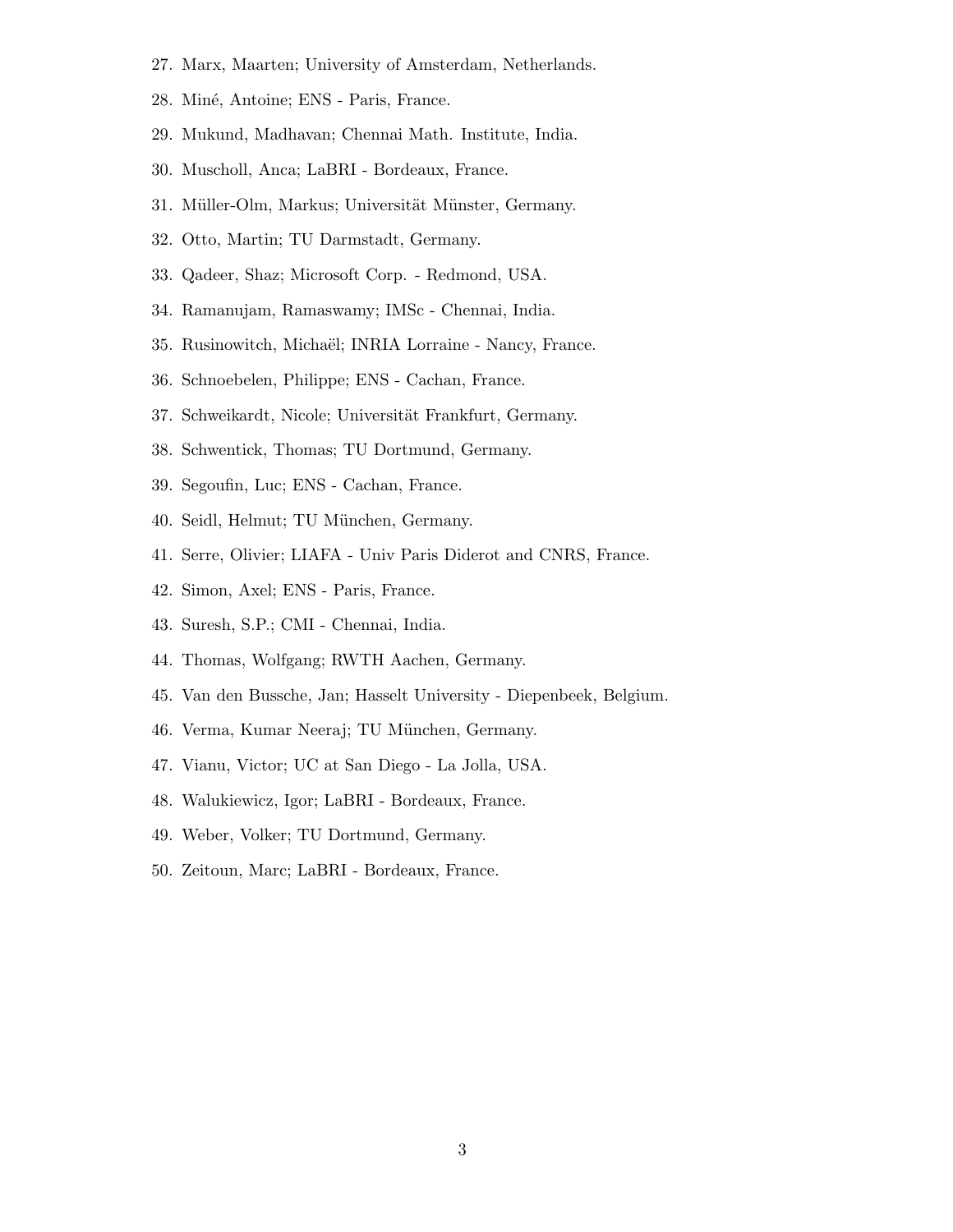27. Marx, Maarten; University of Amsterdam, Netherlands.
28. Miné, Antoine; ENS - Paris, France.
29. Mukund, Madhavan; Chennai Math. Institute, India.
30. Muscholl, Anca; LaBRI - Bordeaux, France.
31. Müller-Olm, Markus; Universität Münster, Germany.
32. Otto, Martin; TU Darmstadt, Germany.
33. Qadeer, Shaz; Microsoft Corp. - Redmond, USA.
34. Ramanujam, Ramaswamy; IMSc - Chennai, India.
35. Rusinowitch, Michaël; INRIA Lorraine - Nancy, France.
36. Schnoebelen, Philippe; ENS - Cachan, France.
37. Schweikardt, Nicole; Universität Frankfurt, Germany.
38. Schwentick, Thomas; TU Dortmund, Germany.
39. Segoufin, Luc; ENS - Cachan, France.
40. Seidl, Helmut; TU München, Germany.
41. Serre, Olivier; LIAFA - Univ Paris Diderot and CNRS, France.
42. Simon, Axel; ENS - Paris, France.
43. Suresh, S.P.; CMI - Chennai, India.
44. Thomas, Wolfgang; RWTH Aachen, Germany.
45. Van den Bussche, Jan; Hasselt University - Diepenbeek, Belgium.
46. Verma, Kumar Neeraj; TU München, Germany.
47. Vianu, Victor; UC at San Diego - La Jolla, USA.
48. Walukiewicz, Igor; LaBRI - Bordeaux, France.
49. Weber, Volker; TU Dortmund, Germany.
50. Zeitoun, Marc; LaBRI - Bordeaux, France.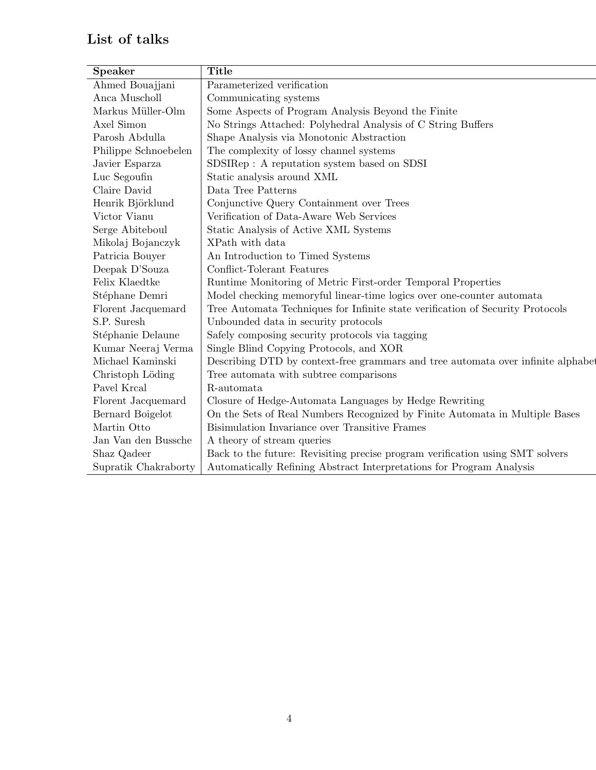## List of talks

| Speaker | Title |
|---|---|
| Ahmed Bouajjani | Parameterized verification |
| Anca Muscholl | Communicating systems |
| Markus Müller-Olm | Some Aspects of Program Analysis Beyond the Finite |
| Axel Simon | No Strings Attached: Polyhedral Analysis of C String Buffers |
| Parosh Abdulla | Shape Analysis via Monotonic Abstraction |
| Philippe Schnoebelen | The complexity of lossy channel systems |
| Javier Esparza | SDSIRep : A reputation system based on SDSI |
| Luc Segoufin | Static analysis around XML |
| Claire David | Data Tree Patterns |
| Henrik Björklund | Conjunctive Query Containment over Trees |
| Victor Vianu | Verification of Data-Aware Web Services |
| Serge Abiteboul | Static Analysis of Active XML Systems |
| Mikolaj Bojanczyk | XPath with data |
| Patricia Bouyer | An Introduction to Timed Systems |
| Deepak D'Souza | Conflict-Tolerant Features |
| Felix Klaedtke | Runtime Monitoring of Metric First-order Temporal Properties |
| Stéphane Demri | Model checking memoryful linear-time logics over one-counter automata |
| Florent Jacquemard | Tree Automata Techniques for Infinite state verification of Security Protocols |
| S.P. Suresh | Unbounded data in security protocols |
| Stéphanie Delaune | Safely composing security protocols via tagging |
| Kumar Neeraj Verma | Single Blind Copying Protocols, and XOR |
| Michael Kaminski | Describing DTD by context-free grammars and tree automata over infinite alphabet |
| Christoph Löding | Tree automata with subtree comparisons |
| Pavel Krcal | R-automata |
| Florent Jacquemard | Closure of Hedge-Automata Languages by Hedge Rewriting |
| Bernard Boigelot | On the Sets of Real Numbers Recognized by Finite Automata in Multiple Bases |
| Martin Otto | Bisimulation Invariance over Transitive Frames |
| Jan Van den Bussche | A theory of stream queries |
| Shaz Qadeer | Back to the future: Revisiting precise program verification using SMT solvers |
| Supratik Chakraborty | Automatically Refining Abstract Interpretations for Program Analysis |